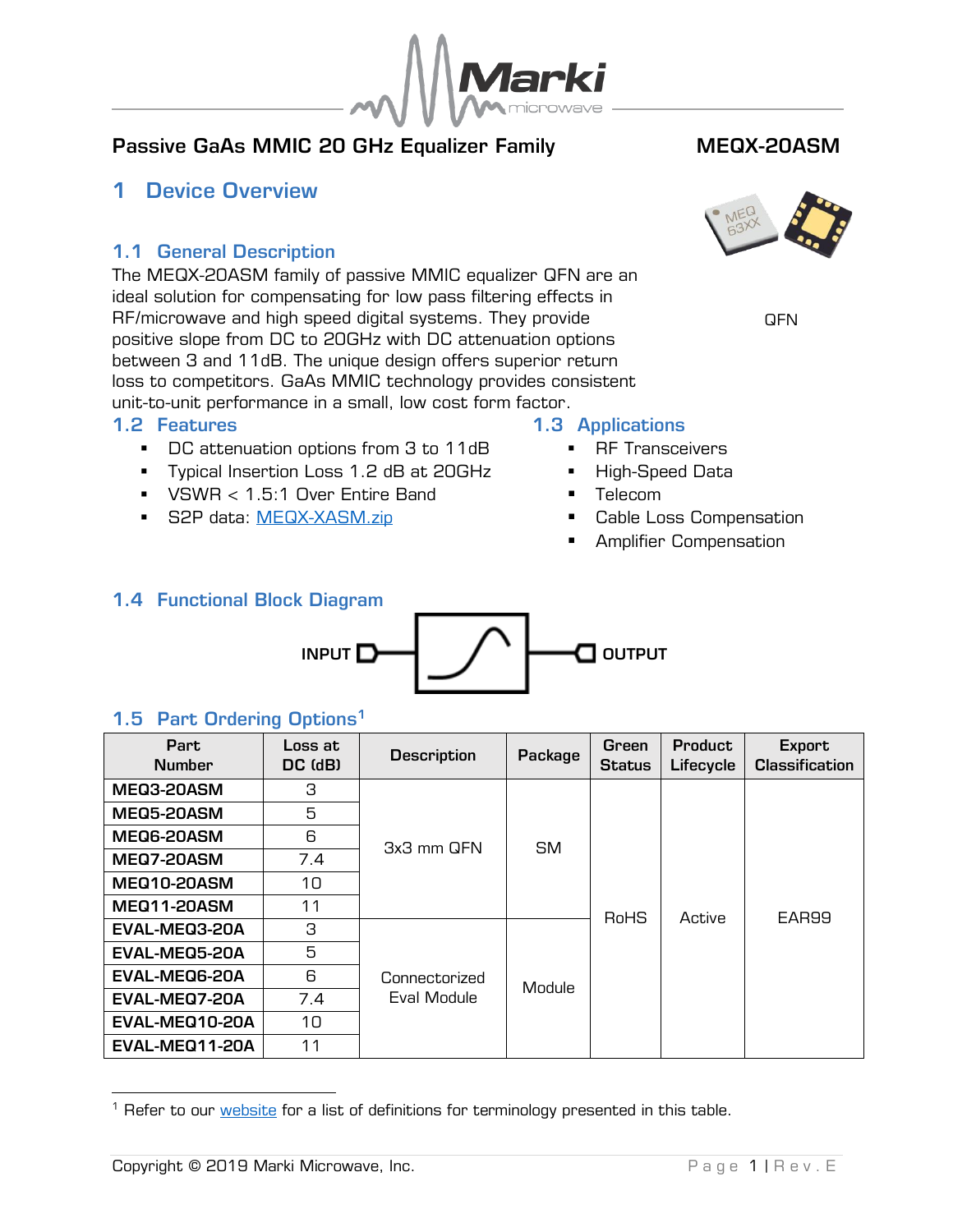Passive GaAs MMIC 20 GHz Equalizer Family **MEQX-20ASM**

# 1 Device Overview

QFN

## 1.1 General Description

The MEQX-20ASM family of passive MMIC equalizer QFN are an ideal solution for compensating for low pass filtering effects in RF/microwave and high speed digital systems. They provide positive slope from DC to 20GHz with DC attenuation options between 3 and 11dB. The unique design offers superior return loss to competitors. GaAs MMIC technology provides consistent unit-to-unit performance in a small, low cost form factor.

## 1.2 Features

- DC attenuation options from 3 to 11dB
- Typical Insertion Loss 1.2 dB at 20GHz
- VSWR < 1.5:1 Over Entire Band
- S2P data: MEQX-XASM.zip

## 1.3 Applications

- RF Transceivers
- High-Speed Data
- Telecom
- Cable Loss Compensation
- Amplifier Compensation

## 1.4 Functional Block Diagram

INPUT — OUTPUT

## 1.5 Part Ordering Options[1]

| Part Number | Loss at DC (dB) | Description | Package | Green Status | Product Lifecycle | Export Classification |
|---|---|---|---|---|---|---|
| MEQ3-20ASM | 3 | 3x3 mm QFN | SM | RoHS | Active | EAR99 |
| MEQ5-20ASM | 5 | | | | | |
| MEQ6-20ASM | 6 | | | | | |
| MEQ7-20ASM | 7.4 | | | | | |
| MEQ10-20ASM | 10 | | | | | |
| MEQ11-20ASM | 11 | | | | | |
| EVAL-MEQ3-20A | 3 | Connectorized Eval Module | Module | | | |
| EVAL-MEQ5-20A | 5 | | | | | |
| EVAL-MEQ6-20A | 6 | | | | | |
| EVAL-MEQ7-20A | 7.4 | | | | | |
| EVAL-MEQ10-20A | 10 | | | | | |
| EVAL-MEQ11-20A | 11 | | | | | |

[1] Refer to our website for a list of definitions for terminology presented in this table.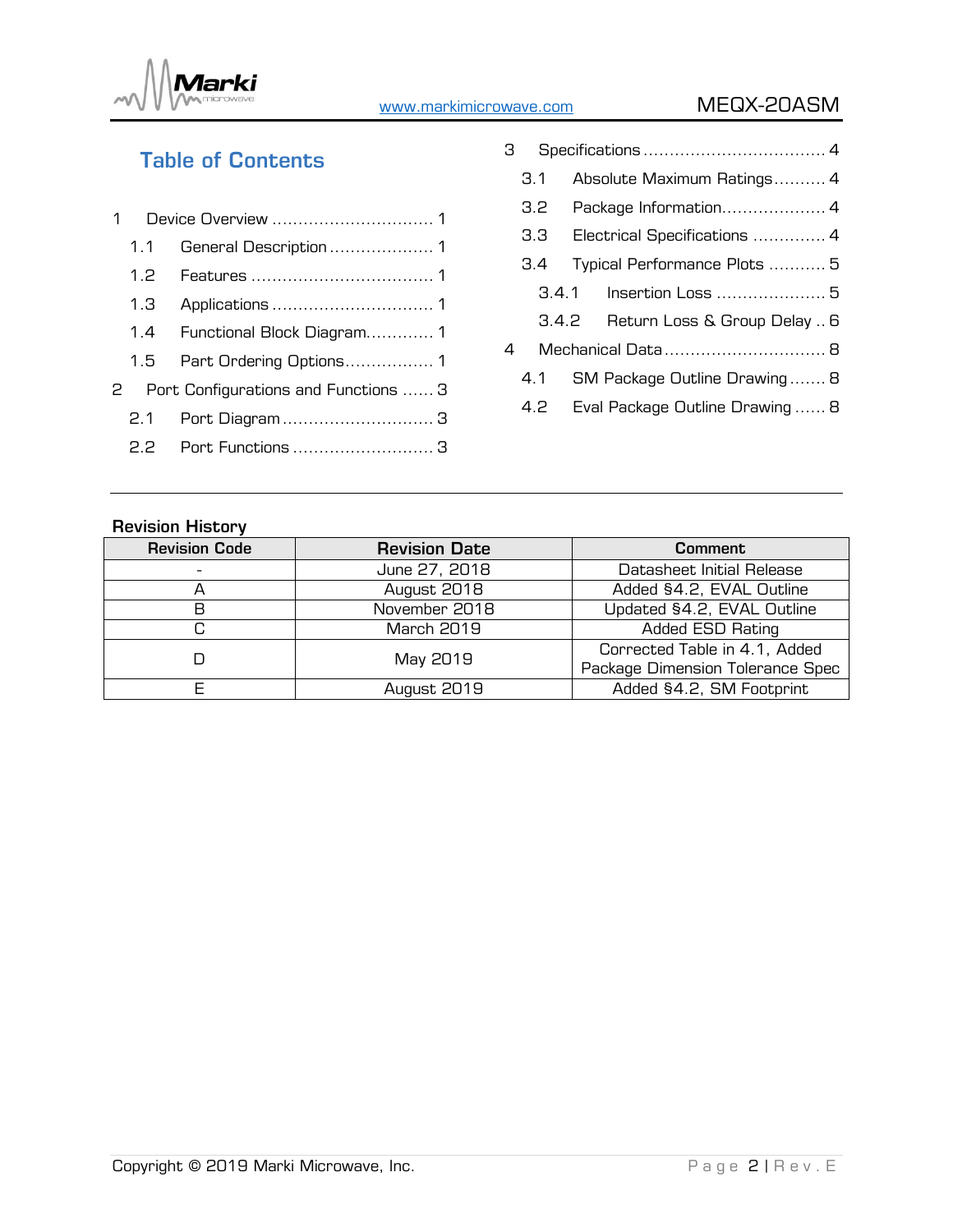## Table of Contents

1 Device Overview ............................... 1
- 1.1 General Description .................... 1
- 1.2 Features ................................... 1
- 1.3 Applications ............................... 1
- 1.4 Functional Block Diagram............. 1
- 1.5 Part Ordering Options................. 1

2 Port Configurations and Functions ...... 3
- 2.1 Port Diagram ............................. 3
- 2.2 Port Functions ........................... 3

3 Specifications ................................... 4
- 3.1 Absolute Maximum Ratings.......... 4
- 3.2 Package Information.................... 4
- 3.3 Electrical Specifications ............. 4
- 3.4 Typical Performance Plots ........... 5
  - 3.4.1 Insertion Loss ..................... 5
  - 3.4.2 Return Loss & Group Delay .. 6

4 Mechanical Data ............................... 8
- 4.1 SM Package Outline Drawing ....... 8
- 4.2 Eval Package Outline Drawing ...... 8

**Revision History**

| Revision Code | Revision Date | Comment |
|---|---|---|
| - | June 27, 2018 | Datasheet Initial Release |
| A | August 2018 | Added §4.2, EVAL Outline |
| B | November 2018 | Updated §4.2, EVAL Outline |
| C | March 2019 | Added ESD Rating |
| D | May 2019 | Corrected Table in 4.1, Added Package Dimension Tolerance Spec |
| E | August 2019 | Added §4.2, SM Footprint |

Copyright © 2019 Marki Microwave, Inc.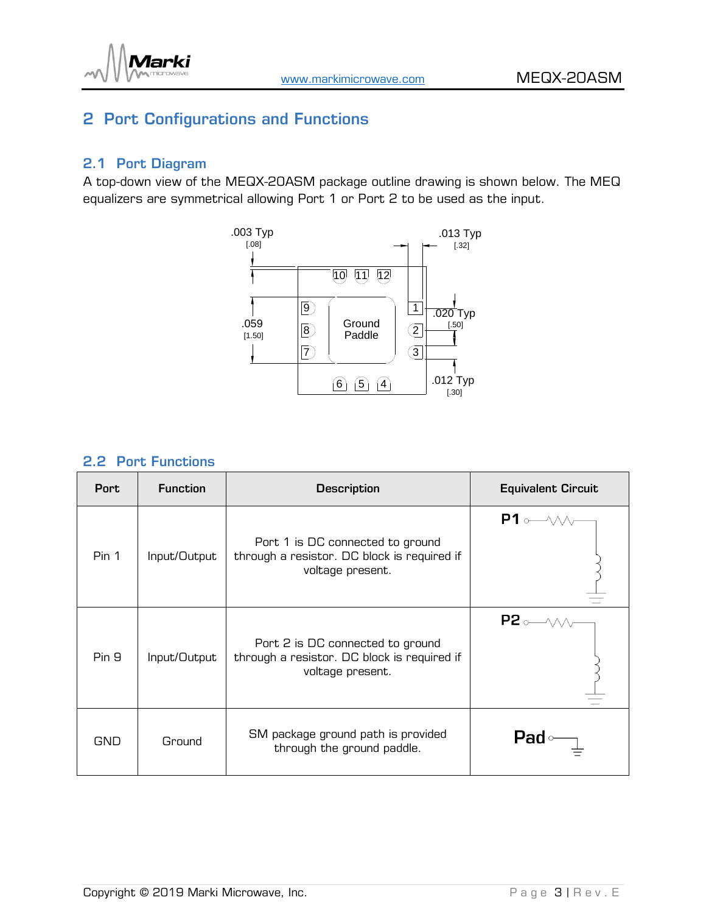## 2 Port Configurations and Functions

### 2.1 Port Diagram

A top-down view of the MEQX-20ASM package outline drawing is shown below. The MEQ equalizers are symmetrical allowing Port 1 or Port 2 to be used as the input.

### 2.2 Port Functions

| Port | Function | Description | Equivalent Circuit |
|---|---|---|---|
| Pin 1 | Input/Output | Port 1 is DC connected to ground through a resistor. DC block is required if voltage present. | P1 |
| Pin 9 | Input/Output | Port 2 is DC connected to ground through a resistor. DC block is required if voltage present. | P2 |
| GND | Ground | SM package ground path is provided through the ground paddle. | Pad |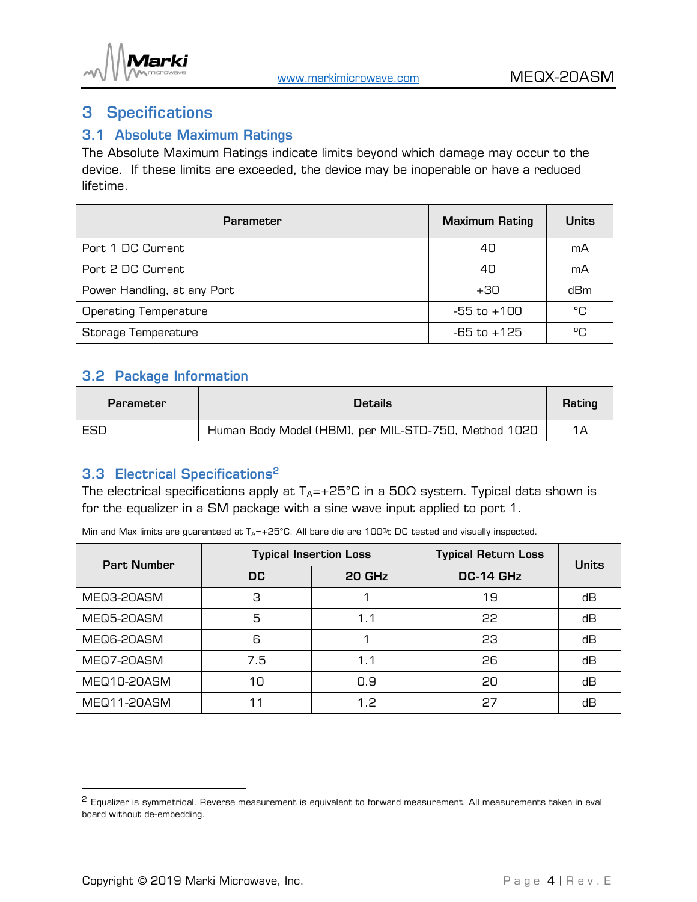# 3 Specifications

## 3.1 Absolute Maximum Ratings

The Absolute Maximum Ratings indicate limits beyond which damage may occur to the device. If these limits are exceeded, the device may be inoperable or have a reduced lifetime.

| Parameter | Maximum Rating | Units |
|---|---|---|
| Port 1 DC Current | 40 | mA |
| Port 2 DC Current | 40 | mA |
| Power Handling, at any Port | +30 | dBm |
| Operating Temperature | -55 to +100 | °C |
| Storage Temperature | -65 to +125 | °C |

## 3.2 Package Information

| Parameter | Details | Rating |
|---|---|---|
| ESD | Human Body Model (HBM), per MIL-STD-750, Method 1020 | 1A |

## 3.3 Electrical Specifications[2]

The electrical specifications apply at $T_A$=+25°C in a 50Ω system. Typical data shown is for the equalizer in a SM package with a sine wave input applied to port 1.

Min and Max limits are guaranteed at $T_A$=+25°C. All bare die are 100% DC tested and visually inspected.

| Part Number | Typical Insertion Loss | | Typical Return Loss | Units |
|---|---|---|---|---|
| | DC | 20 GHz | DC-14 GHz | |
| MEQ3-20ASM | 3 | 1 | 19 | dB |
| MEQ5-20ASM | 5 | 1.1 | 22 | dB |
| MEQ6-20ASM | 6 | 1 | 23 | dB |
| MEQ7-20ASM | 7.5 | 1.1 | 26 | dB |
| MEQ10-20ASM | 10 | 0.9 | 20 | dB |
| MEQ11-20ASM | 11 | 1.2 | 27 | dB |

[2] Equalizer is symmetrical. Reverse measurement is equivalent to forward measurement. All measurements taken in eval board without de-embedding.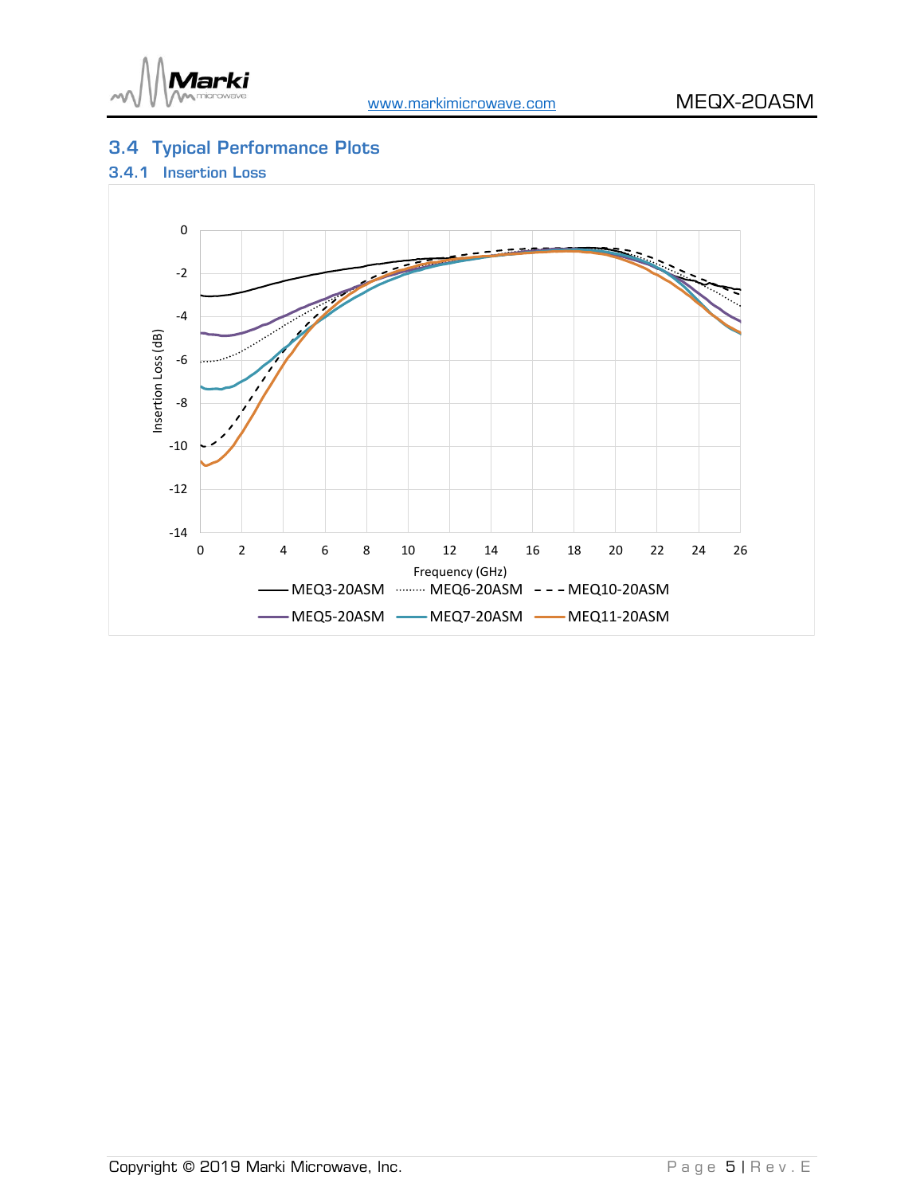## 3.4 Typical Performance Plots

### 3.4.1 Insertion Loss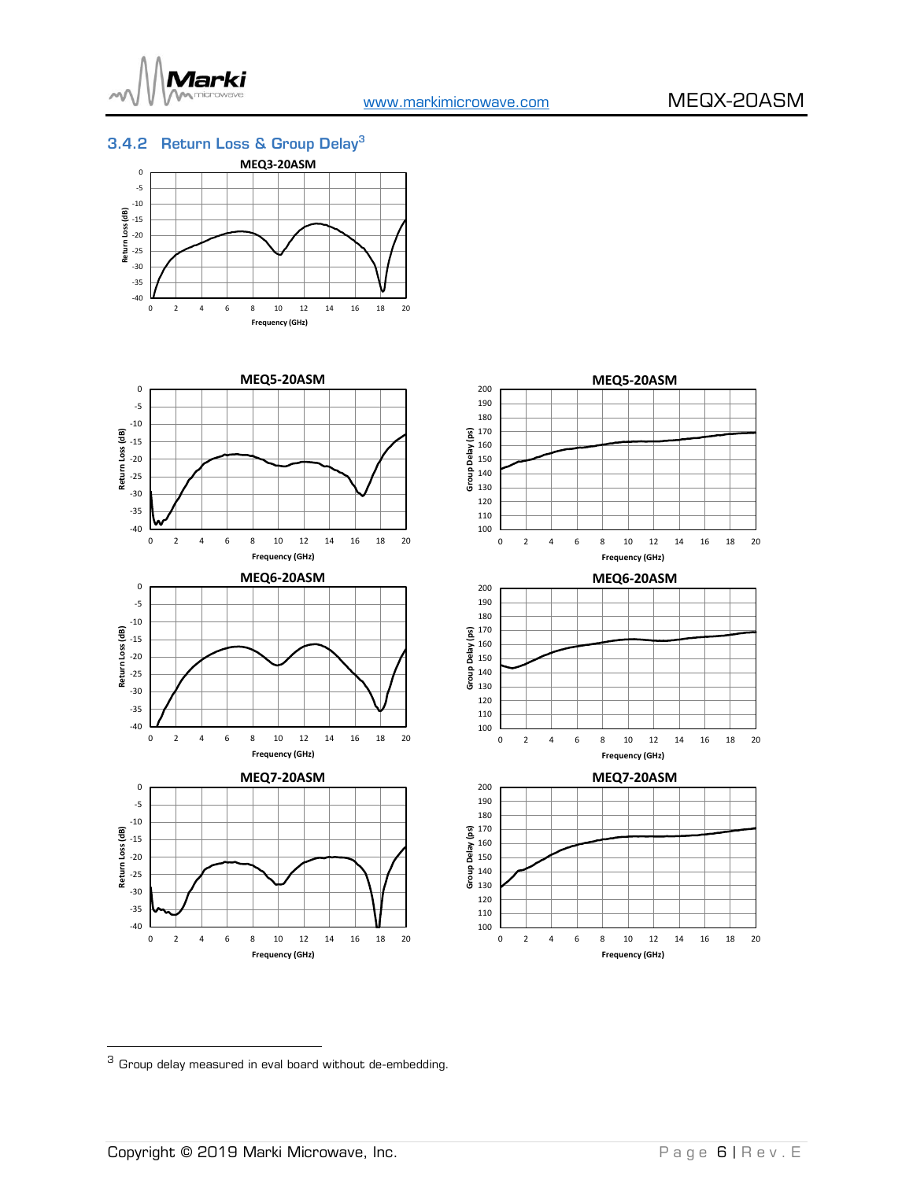### 3.4.2 Return Loss & Group Delay[3]

MEQ3-20ASM

MEQ5-20ASM

MEQ6-20ASM

MEQ7-20ASM

[3] Group delay measured in eval board without de-embedding.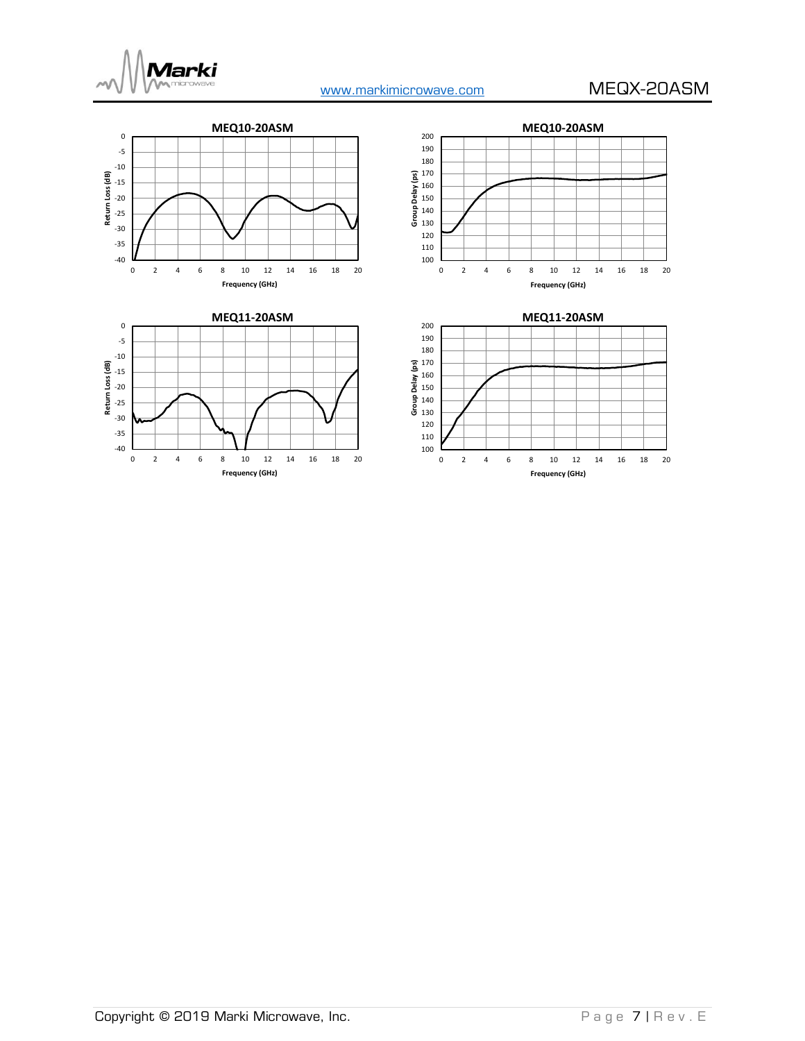MEQ10-20ASM

Return Loss (dB) vs. Frequency (GHz)

MEQ10-20ASM

Group Delay (ps) vs. Frequency (GHz)

MEQ11-20ASM

Return Loss (dB) vs. Frequency (GHz)

MEQ11-20ASM

Group Delay (ps) vs. Frequency (GHz)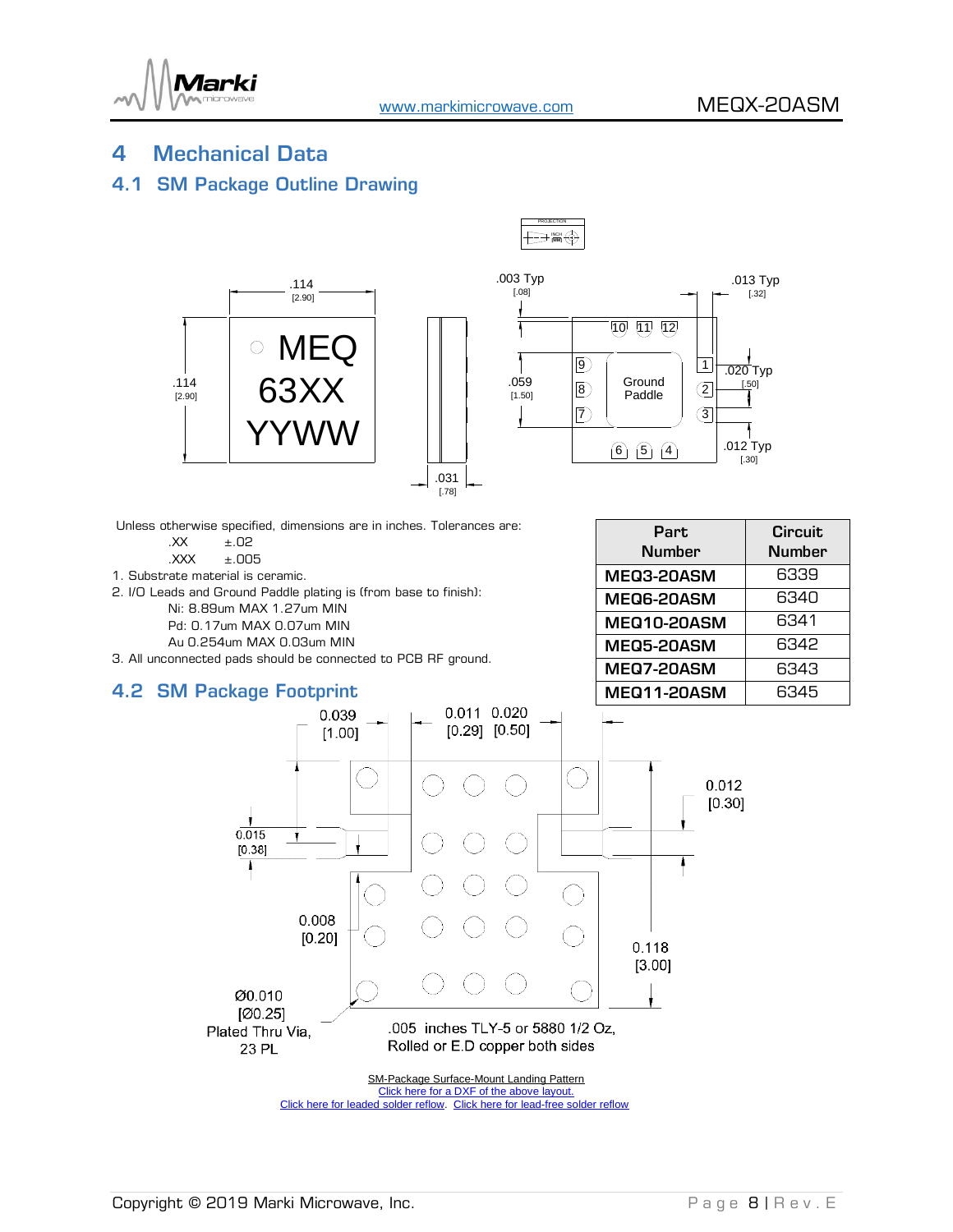# 4 Mechanical Data

## 4.1 SM Package Outline Drawing

Unless otherwise specified, dimensions are in inches. Tolerances are:

.XX ±.02

.XXX ±.005

1. Substrate material is ceramic.
2. I/O Leads and Ground Paddle plating is (from base to finish):
   Ni: 8.89um MAX 1.27um MIN
   Pd: 0.17um MAX 0.07um MIN
   Au 0.254um MAX 0.03um MIN
3. All unconnected pads should be connected to PCB RF ground.

| Part Number | Circuit Number |
|---|---|
| **MEQ3-20ASM** | 6339 |
| **MEQ6-20ASM** | 6340 |
| **MEQ10-20ASM** | 6341 |
| **MEQ5-20ASM** | 6342 |
| **MEQ7-20ASM** | 6343 |
| **MEQ11-20ASM** | 6345 |

## 4.2 SM Package Footprint

Ø0.010 [Ø0.25] Plated Thru Via, 23 PL

.005 inches TLY-5 or 5880 1/2 Oz, Rolled or E.D copper both sides

SM-Package Surface-Mount Landing Pattern

Click here for a DXF of the above layout.

Click here for leaded solder reflow. Click here for lead-free solder reflow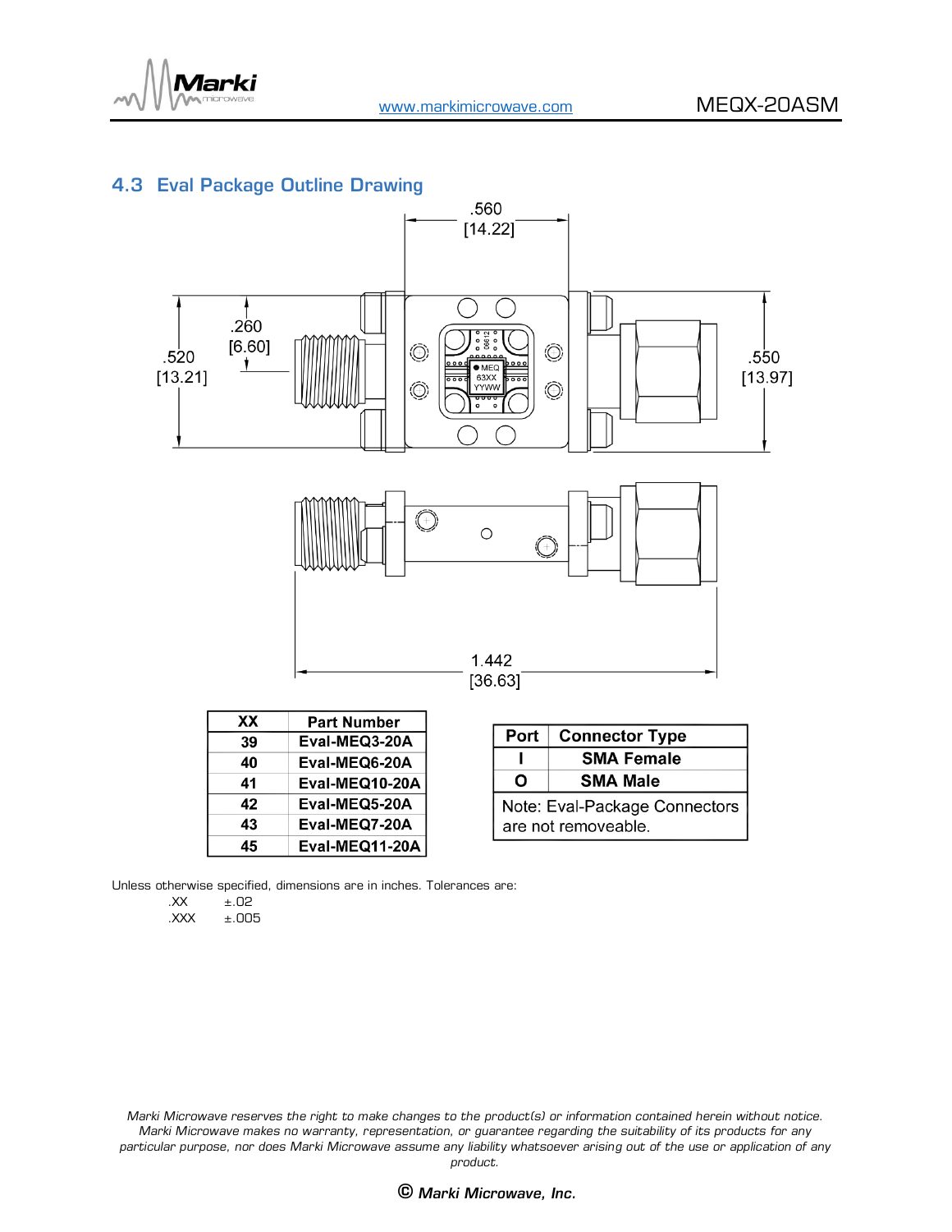## 4.3 Eval Package Outline Drawing

.560
[14.22]

.260
[6.60]

.520
[13.21]

.550
[13.97]

1.442
[36.63]

| XX | Part Number |
|---|---|
| 39 | Eval-MEQ3-20A |
| 40 | Eval-MEQ6-20A |
| 41 | Eval-MEQ10-20A |
| 42 | Eval-MEQ5-20A |
| 43 | Eval-MEQ7-20A |
| 45 | Eval-MEQ11-20A |

| Port | Connector Type |
|---|---|
| I | SMA Female |
| O | SMA Male |

Note: Eval-Package Connectors are not removeable.

Unless otherwise specified, dimensions are in inches. Tolerances are:

.XX ±.02
.XXX ±.005

*Marki Microwave reserves the right to make changes to the product(s) or information contained herein without notice. Marki Microwave makes no warranty, representation, or guarantee regarding the suitability of its products for any particular purpose, nor does Marki Microwave assume any liability whatsoever arising out of the use or application of any product.*

***© Marki Microwave, Inc.***